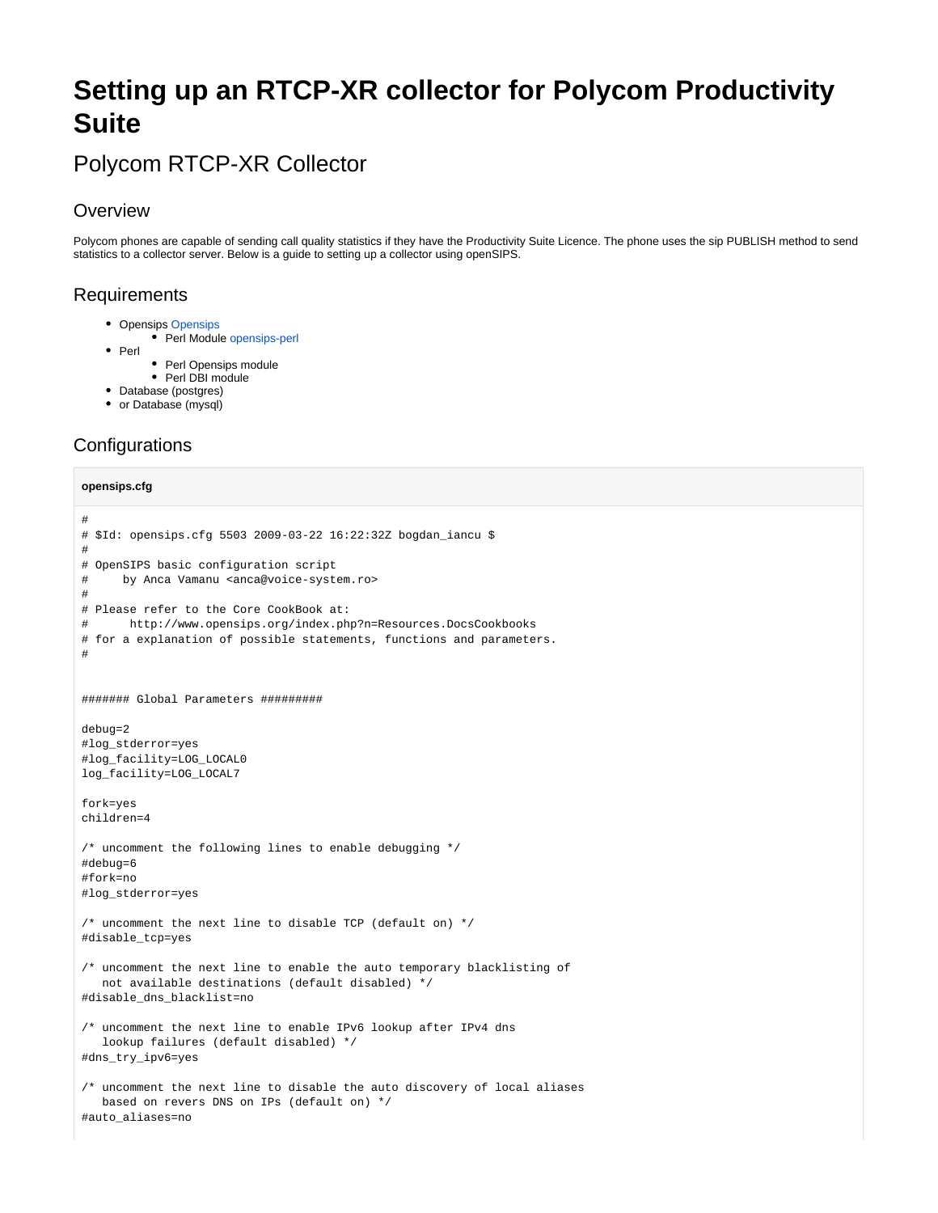# Setting up an RTCP-XR collector for Polycom Productivity Suite

## Polycom RTCP-XR Collector

### Overview

Polycom phones are capable of sending call quality statistics if they have the Productivity Suite Licence. The phone uses the sip PUBLISH method to send statistics to a collector server. Below is a guide to setting up a collector using openSIPS.

### Requirements

- Opensips Opensips
  - Perl Module opensips-perl
- Perl
  - Perl Opensips module
  - Perl DBI module
- Database (postgres)
- or Database (mysql)

### Configurations

**opensips.cfg**

```
#
# $Id: opensips.cfg 5503 2009-03-22 16:22:32Z bogdan_iancu $
#
# OpenSIPS basic configuration script
#     by Anca Vamanu <anca@voice-system.ro>
#
# Please refer to the Core CookBook at:
#      http://www.opensips.org/index.php?n=Resources.DocsCookbooks
# for a explanation of possible statements, functions and parameters.
#


####### Global Parameters #########

debug=2
#log_stderror=yes
#log_facility=LOG_LOCAL0
log_facility=LOG_LOCAL7

fork=yes
children=4

/* uncomment the following lines to enable debugging */
#debug=6
#fork=no
#log_stderror=yes

/* uncomment the next line to disable TCP (default on) */
#disable_tcp=yes

/* uncomment the next line to enable the auto temporary blacklisting of
   not available destinations (default disabled) */
#disable_dns_blacklist=no

/* uncomment the next line to enable IPv6 lookup after IPv4 dns
   lookup failures (default disabled) */
#dns_try_ipv6=yes

/* uncomment the next line to disable the auto discovery of local aliases
   based on revers DNS on IPs (default on) */
#auto_aliases=no
```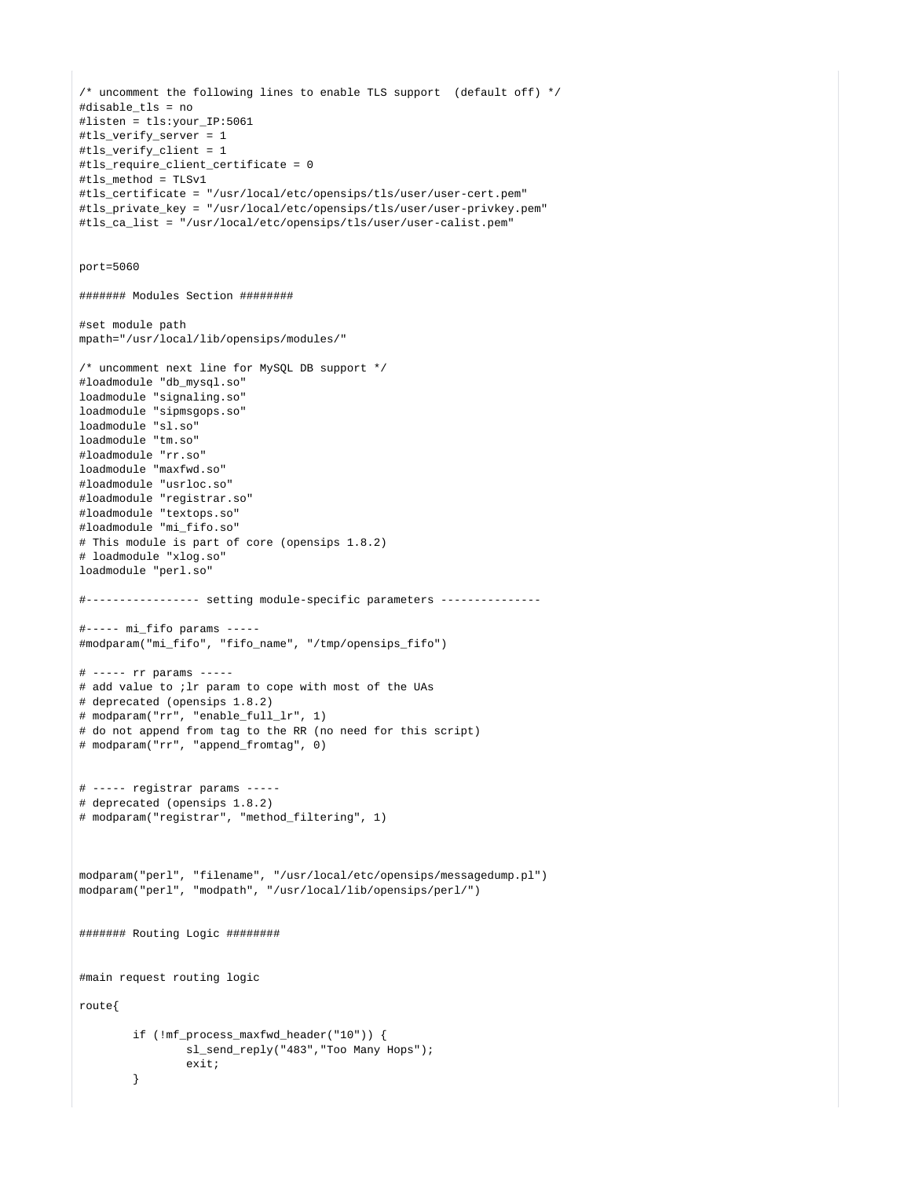```
/* uncomment the following lines to enable TLS support  (default off) */
#disable_tls = no
#listen = tls:your_IP:5061
#tls_verify_server = 1
#tls_verify_client = 1
#tls_require_client_certificate = 0
#tls_method = TLSv1
#tls_certificate = "/usr/local/etc/opensips/tls/user/user-cert.pem"
#tls_private_key = "/usr/local/etc/opensips/tls/user/user-privkey.pem"
#tls_ca_list = "/usr/local/etc/opensips/tls/user/user-calist.pem"


port=5060

####### Modules Section ########

#set module path
mpath="/usr/local/lib/opensips/modules/"

/* uncomment next line for MySQL DB support */
#loadmodule "db_mysql.so"
loadmodule "signaling.so"
loadmodule "sipmsgops.so"
loadmodule "sl.so"
loadmodule "tm.so"
#loadmodule "rr.so"
loadmodule "maxfwd.so"
#loadmodule "usrloc.so"
#loadmodule "registrar.so"
#loadmodule "textops.so"
#loadmodule "mi_fifo.so"
# This module is part of core (opensips 1.8.2)
# loadmodule "xlog.so"
loadmodule "perl.so"

#----------------- setting module-specific parameters ---------------

#----- mi_fifo params -----
#modparam("mi_fifo", "fifo_name", "/tmp/opensips_fifo")

# ----- rr params -----
# add value to ;lr param to cope with most of the UAs
# deprecated (opensips 1.8.2)
# modparam("rr", "enable_full_lr", 1)
# do not append from tag to the RR (no need for this script)
# modparam("rr", "append_fromtag", 0)


# ----- registrar params -----
# deprecated (opensips 1.8.2)
# modparam("registrar", "method_filtering", 1)



modparam("perl", "filename", "/usr/local/etc/opensips/messagedump.pl")
modparam("perl", "modpath", "/usr/local/lib/opensips/perl/")


####### Routing Logic ########


#main request routing logic

route{

        if (!mf_process_maxfwd_header("10")) {
                sl_send_reply("483","Too Many Hops");
                exit;
        }
```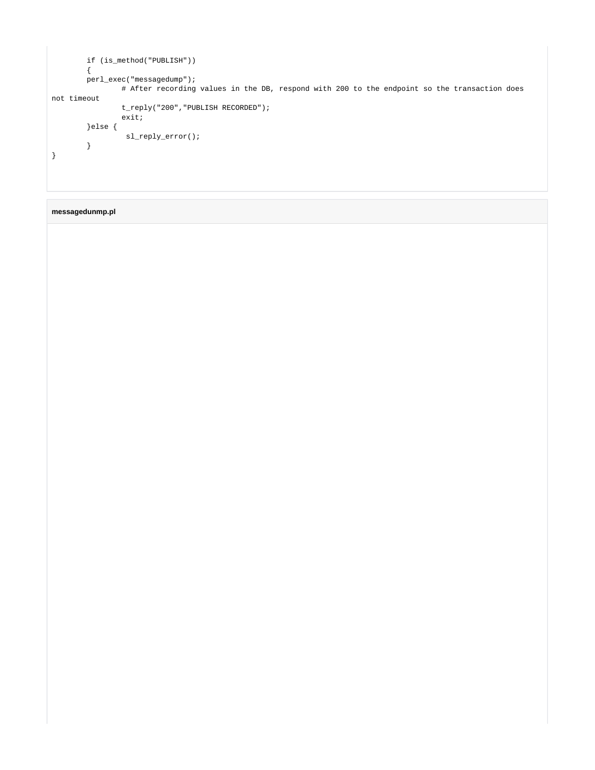```
        if (is_method("PUBLISH"))
        {
        perl_exec("messagedump");
                # After recording values in the DB, respond with 200 to the endpoint so the transaction does
not timeout
                t_reply("200","PUBLISH RECORDED");
                exit;
        }else {
                 sl_reply_error();
        }
}
```

**messagedunmp.pl**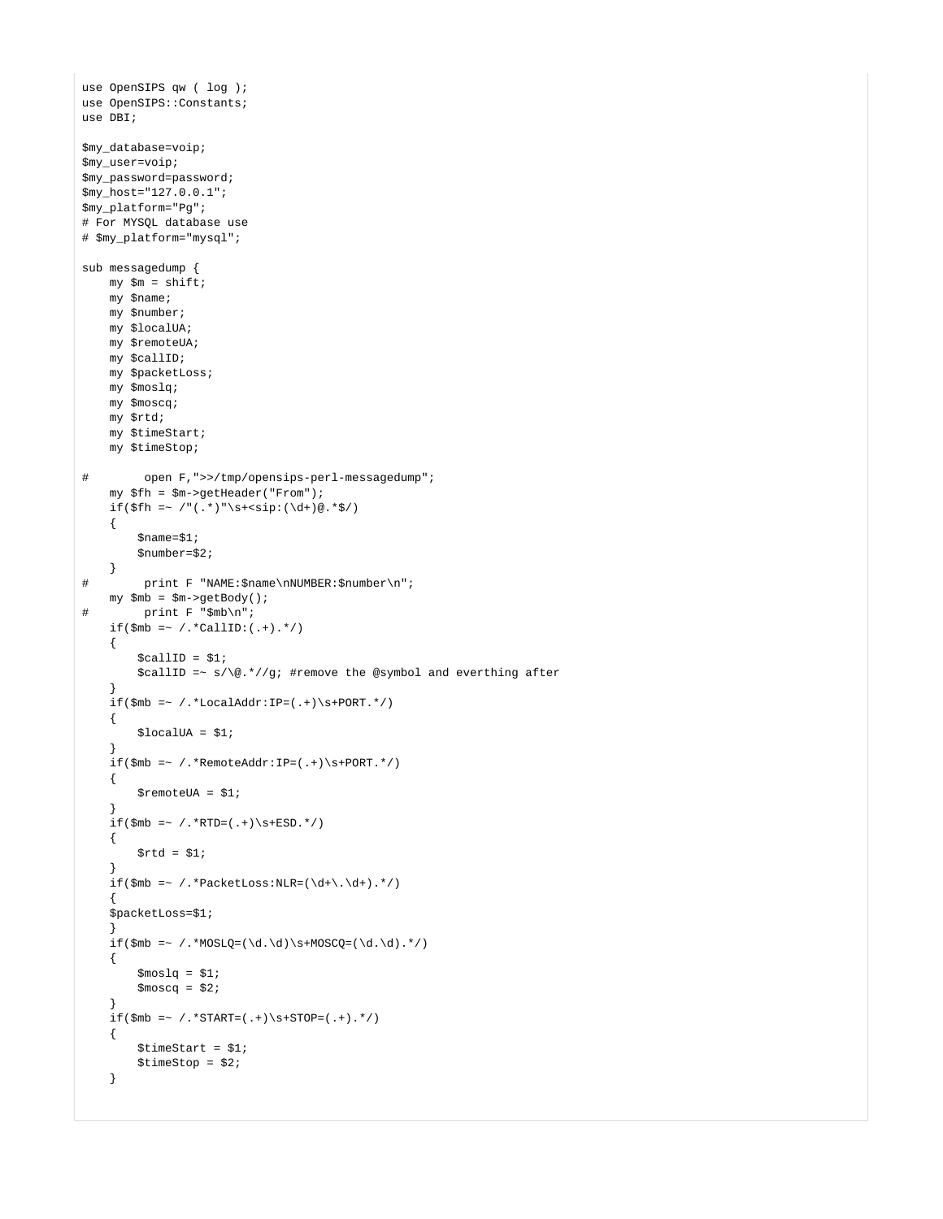```
use OpenSIPS qw ( log );
use OpenSIPS::Constants;
use DBI;

$my_database=voip;
$my_user=voip;
$my_password=password;
$my_host="127.0.0.1";
$my_platform="Pg";
# For MYSQL database use
# $my_platform="mysql";

sub messagedump {
    my $m = shift;
    my $name;
    my $number;
    my $localUA;
    my $remoteUA;
    my $callID;
    my $packetLoss;
    my $moslq;
    my $moscq;
    my $rtd;
    my $timeStart;
    my $timeStop;

#        open F,">>/tmp/opensips-perl-messagedump";
    my $fh = $m->getHeader("From");
    if($fh =~ /"(.*)"\s+<sip:(\d+)@.*$/)
    {
        $name=$1;
        $number=$2;
    }
#        print F "NAME:$name\nNUMBER:$number\n";
    my $mb = $m->getBody();
#        print F "$mb\n";
    if($mb =~ /.*CallID:(.+).*/)
    {
        $callID = $1;
        $callID =~ s/\@.*//g; #remove the @symbol and everthing after
    }
    if($mb =~ /.*LocalAddr:IP=(.+)\s+PORT.*/)
    {
        $localUA = $1;
    }
    if($mb =~ /.*RemoteAddr:IP=(.+)\s+PORT.*/)
    {
        $remoteUA = $1;
    }
    if($mb =~ /.*RTD=(.+)\s+ESD.*/)
    {
        $rtd = $1;
    }
    if($mb =~ /.*PacketLoss:NLR=(\d+\.\d+).*/)
    {
    $packetLoss=$1;
    }
    if($mb =~ /.*MOSLQ=(\d.\d)\s+MOSCQ=(\d.\d).*/)
    {
        $moslq = $1;
        $moscq = $2;
    }
    if($mb =~ /.*START=(.+)\s+STOP=(.+).*/)
    {
        $timeStart = $1;
        $timeStop = $2;
    }
```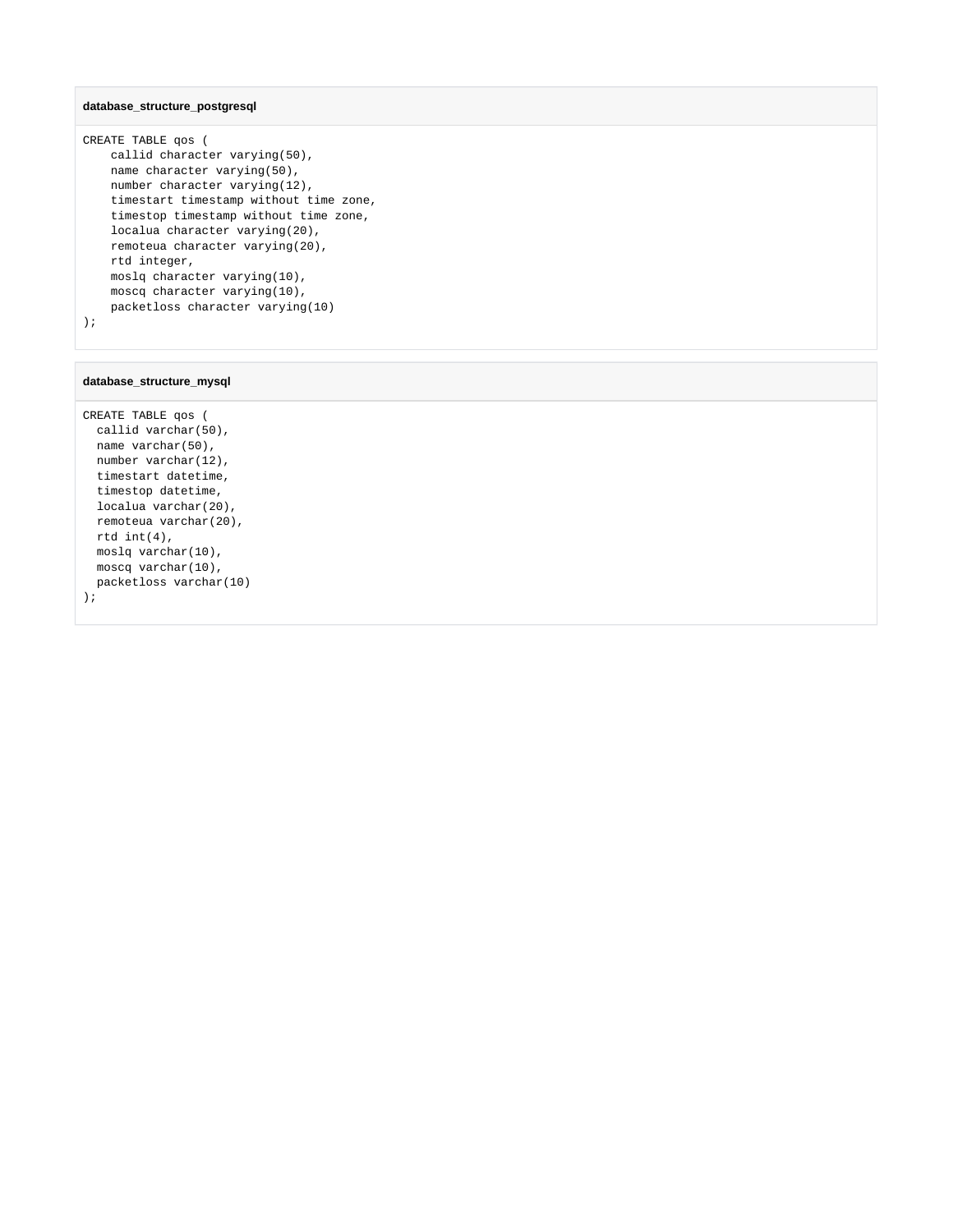**database_structure_postgresql**

```
CREATE TABLE qos (
    callid character varying(50),
    name character varying(50),
    number character varying(12),
    timestart timestamp without time zone,
    timestop timestamp without time zone,
    localua character varying(20),
    remoteua character varying(20),
    rtd integer,
    moslq character varying(10),
    moscq character varying(10),
    packetloss character varying(10)
);
```

**database_structure_mysql**

```
CREATE TABLE qos (
  callid varchar(50),
  name varchar(50),
  number varchar(12),
  timestart datetime,
  timestop datetime,
  localua varchar(20),
  remoteua varchar(20),
  rtd int(4),
  moslq varchar(10),
  moscq varchar(10),
  packetloss varchar(10)
);
```